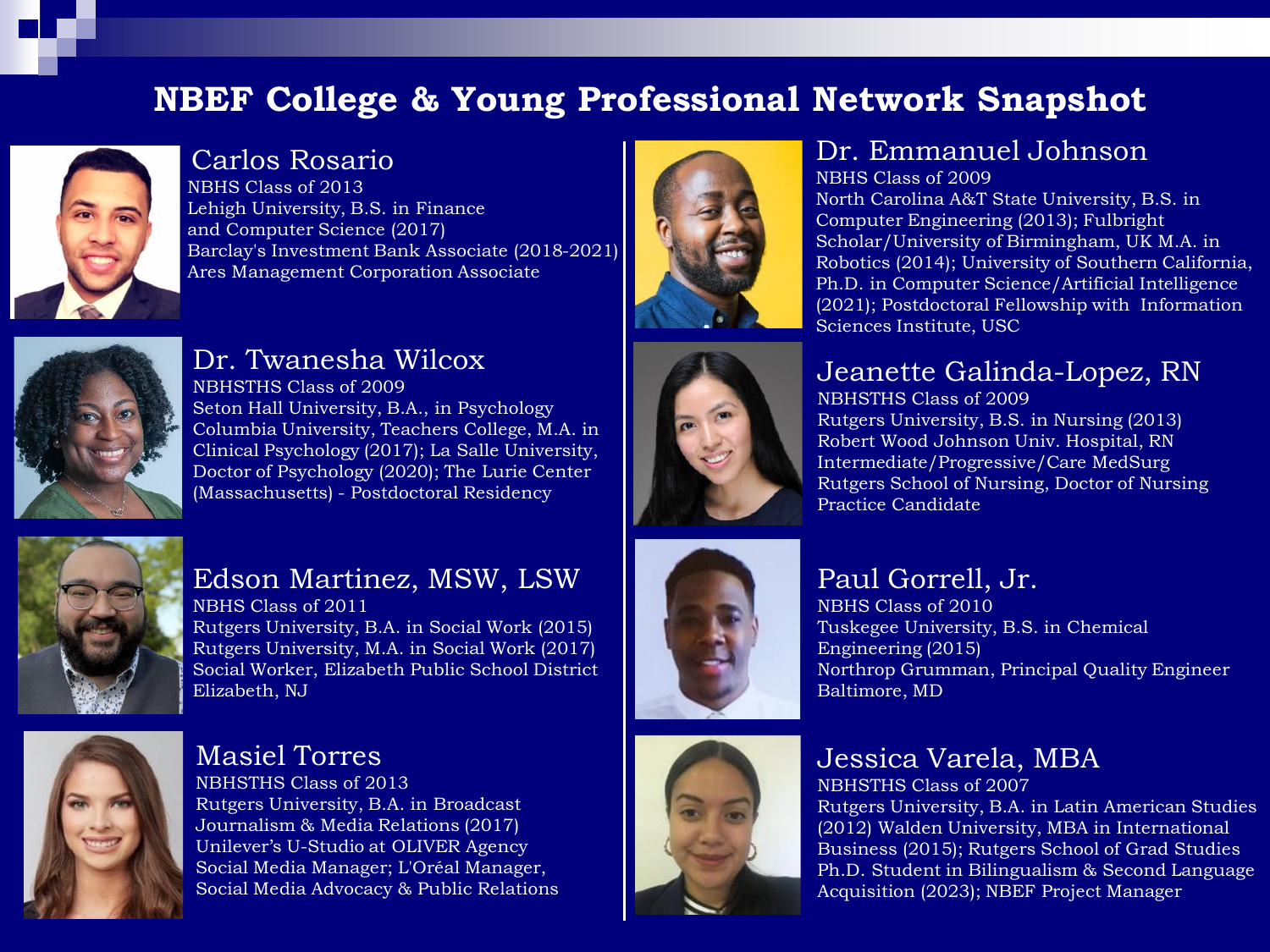# NBEF College & Young Professional Network Snapshot

## Carlos Rosario

NBHS Class of 2013
Lehigh University, B.S. in Finance and Computer Science (2017)
Barclay's Investment Bank Associate (2018-2021)
Ares Management Corporation Associate

## Dr. Twanesha Wilcox

NBHSTHS Class of 2009
Seton Hall University, B.A., in Psychology
Columbia University, Teachers College, M.A. in Clinical Psychology (2017); La Salle University, Doctor of Psychology (2020); The Lurie Center (Massachusetts) - Postdoctoral Residency

## Edson Martinez, MSW, LSW

NBHS Class of 2011
Rutgers University, B.A. in Social Work (2015)
Rutgers University, M.A. in Social Work (2017)
Social Worker, Elizabeth Public School District
Elizabeth, NJ

## Masiel Torres

NBHSTHS Class of 2013
Rutgers University, B.A. in Broadcast Journalism & Media Relations (2017)
Unilever's U-Studio at OLIVER Agency
Social Media Manager; L'Oréal Manager, Social Media Advocacy & Public Relations

## Dr. Emmanuel Johnson

NBHS Class of 2009
North Carolina A&T State University, B.S. in Computer Engineering (2013); Fulbright Scholar/University of Birmingham, UK M.A. in Robotics (2014); University of Southern California, Ph.D. in Computer Science/Artificial Intelligence (2021); Postdoctoral Fellowship with Information Sciences Institute, USC

## Jeanette Galinda-Lopez, RN

NBHSTHS Class of 2009
Rutgers University, B.S. in Nursing (2013)
Robert Wood Johnson Univ. Hospital, RN
Intermediate/Progressive/Care MedSurg
Rutgers School of Nursing, Doctor of Nursing Practice Candidate

## Paul Gorrell, Jr.

NBHS Class of 2010
Tuskegee University, B.S. in Chemical Engineering (2015)
Northrop Grumman, Principal Quality Engineer
Baltimore, MD

## Jessica Varela, MBA

NBHSTHS Class of 2007
Rutgers University, B.A. in Latin American Studies (2012) Walden University, MBA in International Business (2015); Rutgers School of Grad Studies Ph.D. Student in Bilingualism & Second Language Acquisition (2023); NBEF Project Manager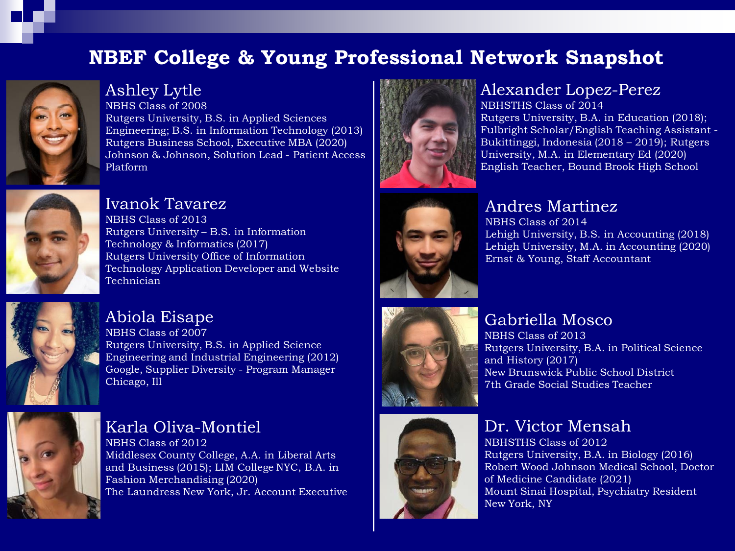# NBEF College & Young Professional Network Snapshot

## Ashley Lytle

NBHS Class of 2008
Rutgers University, B.S. in Applied Sciences Engineering; B.S. in Information Technology (2013)
Rutgers Business School, Executive MBA (2020)
Johnson & Johnson, Solution Lead - Patient Access Platform

## Ivanok Tavarez

NBHS Class of 2013
Rutgers University – B.S. in Information Technology & Informatics (2017)
Rutgers University Office of Information Technology Application Developer and Website Technician

## Abiola Eisape

NBHS Class of 2007
Rutgers University, B.S. in Applied Science Engineering and Industrial Engineering (2012)
Google, Supplier Diversity - Program Manager
Chicago, Ill

## Karla Oliva-Montiel

NBHS Class of 2012
Middlesex County College, A.A. in Liberal Arts and Business (2015); LIM College NYC, B.A. in Fashion Merchandising (2020)
The Laundress New York, Jr. Account Executive

## Alexander Lopez-Perez

NBHSTHS Class of 2014
Rutgers University, B.A. in Education (2018); Fulbright Scholar/English Teaching Assistant - Bukittinggi, Indonesia (2018 – 2019); Rutgers University, M.A. in Elementary Ed (2020)
English Teacher, Bound Brook High School

## Andres Martinez

NBHS Class of 2014
Lehigh University, B.S. in Accounting (2018)
Lehigh University, M.A. in Accounting (2020)
Ernst & Young, Staff Accountant

## Gabriella Mosco

NBHS Class of 2013
Rutgers University, B.A. in Political Science and History (2017)
New Brunswick Public School District
7th Grade Social Studies Teacher

## Dr. Victor Mensah

NBHSTHS Class of 2012
Rutgers University, B.A. in Biology (2016)
Robert Wood Johnson Medical School, Doctor of Medicine Candidate (2021)
Mount Sinai Hospital, Psychiatry Resident
New York, NY